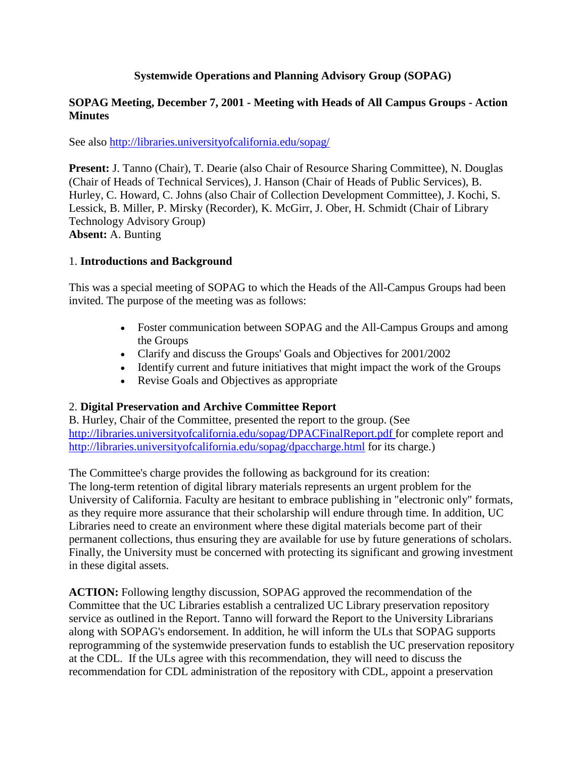# Systemwide Operations and Planning Advisory Group (SOPAG)

## SOPAG Meeting, December 7, 2001 - Meeting with Heads of All Campus Groups - Action Minutes

See also http://libraries.universityofcalifornia.edu/sopag/

**Present:** J. Tanno (Chair), T. Dearie (also Chair of Resource Sharing Committee), N. Douglas (Chair of Heads of Technical Services), J. Hanson (Chair of Heads of Public Services), B. Hurley, C. Howard, C. Johns (also Chair of Collection Development Committee), J. Kochi, S. Lessick, B. Miller, P. Mirsky (Recorder), K. McGirr, J. Ober, H. Schmidt (Chair of Library Technology Advisory Group)
**Absent:** A. Bunting

### 1. Introductions and Background

This was a special meeting of SOPAG to which the Heads of the All-Campus Groups had been invited. The purpose of the meeting was as follows:

- Foster communication between SOPAG and the All-Campus Groups and among the Groups
- Clarify and discuss the Groups' Goals and Objectives for 2001/2002
- Identify current and future initiatives that might impact the work of the Groups
- Revise Goals and Objectives as appropriate

### 2. Digital Preservation and Archive Committee Report

B. Hurley, Chair of the Committee, presented the report to the group. (See http://libraries.universityofcalifornia.edu/sopag/DPACFinalReport.pdf for complete report and http://libraries.universityofcalifornia.edu/sopag/dpaccharge.html for its charge.)

The Committee's charge provides the following as background for its creation:
The long-term retention of digital library materials represents an urgent problem for the University of California. Faculty are hesitant to embrace publishing in "electronic only" formats, as they require more assurance that their scholarship will endure through time. In addition, UC Libraries need to create an environment where these digital materials become part of their permanent collections, thus ensuring they are available for use by future generations of scholars. Finally, the University must be concerned with protecting its significant and growing investment in these digital assets.

**ACTION:** Following lengthy discussion, SOPAG approved the recommendation of the Committee that the UC Libraries establish a centralized UC Library preservation repository service as outlined in the Report. Tanno will forward the Report to the University Librarians along with SOPAG's endorsement. In addition, he will inform the ULs that SOPAG supports reprogramming of the systemwide preservation funds to establish the UC preservation repository at the CDL. If the ULs agree with this recommendation, they will need to discuss the recommendation for CDL administration of the repository with CDL, appoint a preservation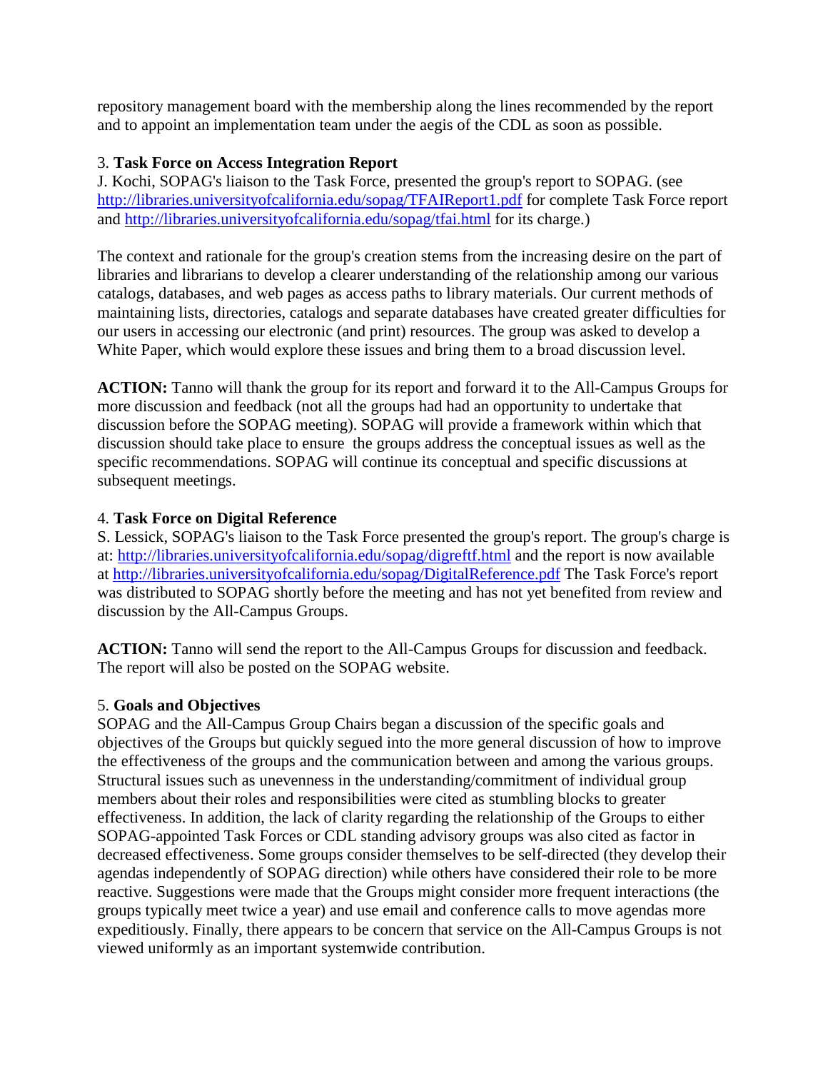repository management board with the membership along the lines recommended by the report and to appoint an implementation team under the aegis of the CDL as soon as possible.

3. **Task Force on Access Integration Report**
J. Kochi, SOPAG's liaison to the Task Force, presented the group's report to SOPAG. (see http://libraries.universityofcalifornia.edu/sopag/TFAIReport1.pdf for complete Task Force report and http://libraries.universityofcalifornia.edu/sopag/tfai.html for its charge.)

The context and rationale for the group's creation stems from the increasing desire on the part of libraries and librarians to develop a clearer understanding of the relationship among our various catalogs, databases, and web pages as access paths to library materials. Our current methods of maintaining lists, directories, catalogs and separate databases have created greater difficulties for our users in accessing our electronic (and print) resources. The group was asked to develop a White Paper, which would explore these issues and bring them to a broad discussion level.

**ACTION:** Tanno will thank the group for its report and forward it to the All-Campus Groups for more discussion and feedback (not all the groups had had an opportunity to undertake that discussion before the SOPAG meeting). SOPAG will provide a framework within which that discussion should take place to ensure the groups address the conceptual issues as well as the specific recommendations. SOPAG will continue its conceptual and specific discussions at subsequent meetings.

4. **Task Force on Digital Reference**
S. Lessick, SOPAG's liaison to the Task Force presented the group's report. The group's charge is at: http://libraries.universityofcalifornia.edu/sopag/digreftf.html and the report is now available at http://libraries.universityofcalifornia.edu/sopag/DigitalReference.pdf The Task Force's report was distributed to SOPAG shortly before the meeting and has not yet benefited from review and discussion by the All-Campus Groups.

**ACTION:** Tanno will send the report to the All-Campus Groups for discussion and feedback. The report will also be posted on the SOPAG website.

5. **Goals and Objectives**
SOPAG and the All-Campus Group Chairs began a discussion of the specific goals and objectives of the Groups but quickly segued into the more general discussion of how to improve the effectiveness of the groups and the communication between and among the various groups. Structural issues such as unevenness in the understanding/commitment of individual group members about their roles and responsibilities were cited as stumbling blocks to greater effectiveness. In addition, the lack of clarity regarding the relationship of the Groups to either SOPAG-appointed Task Forces or CDL standing advisory groups was also cited as factor in decreased effectiveness. Some groups consider themselves to be self-directed (they develop their agendas independently of SOPAG direction) while others have considered their role to be more reactive. Suggestions were made that the Groups might consider more frequent interactions (the groups typically meet twice a year) and use email and conference calls to move agendas more expeditiously. Finally, there appears to be concern that service on the All-Campus Groups is not viewed uniformly as an important systemwide contribution.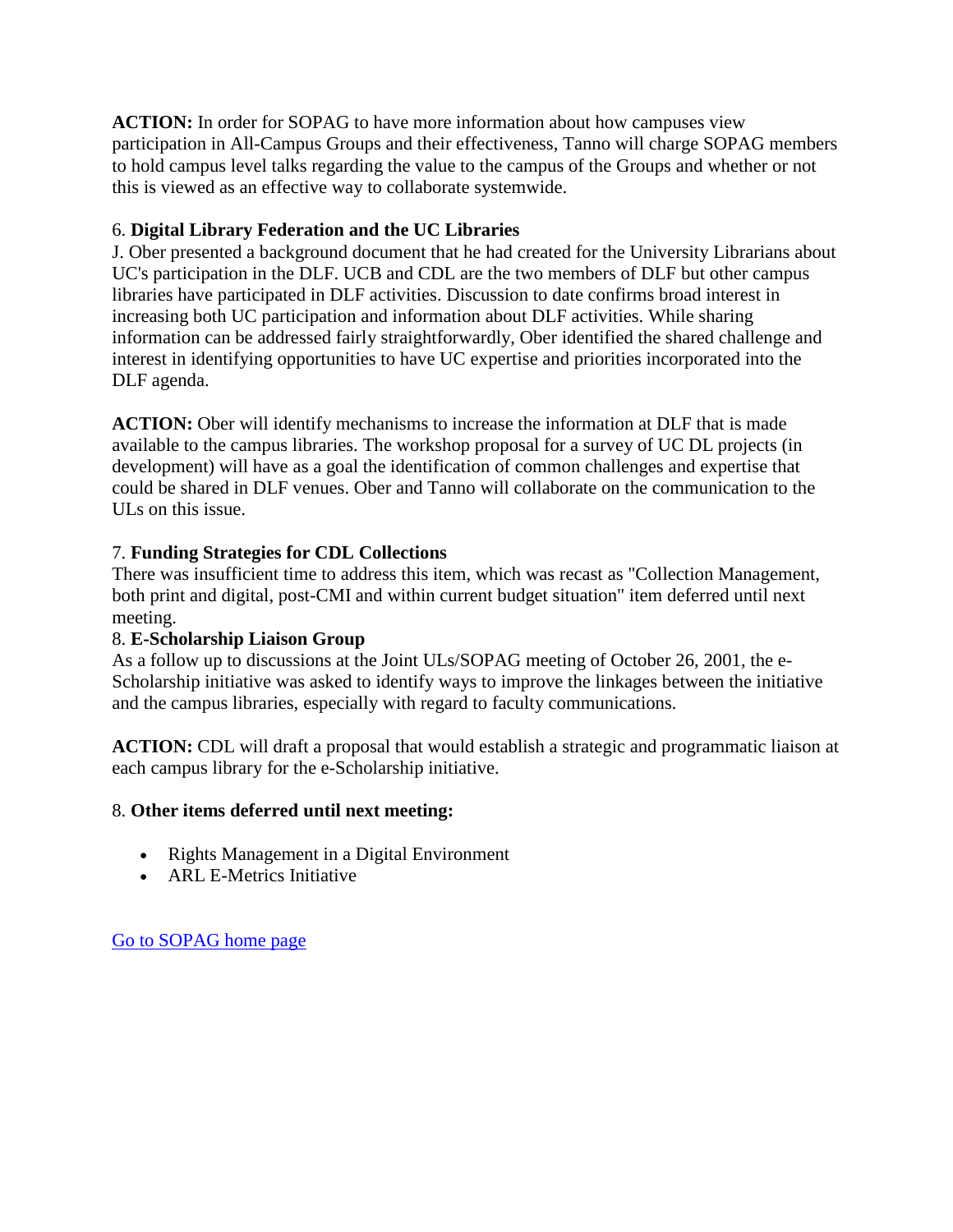**ACTION:** In order for SOPAG to have more information about how campuses view participation in All-Campus Groups and their effectiveness, Tanno will charge SOPAG members to hold campus level talks regarding the value to the campus of the Groups and whether or not this is viewed as an effective way to collaborate systemwide.

6. **Digital Library Federation and the UC Libraries**
J. Ober presented a background document that he had created for the University Librarians about UC's participation in the DLF. UCB and CDL are the two members of DLF but other campus libraries have participated in DLF activities. Discussion to date confirms broad interest in increasing both UC participation and information about DLF activities. While sharing information can be addressed fairly straightforwardly, Ober identified the shared challenge and interest in identifying opportunities to have UC expertise and priorities incorporated into the DLF agenda.

**ACTION:** Ober will identify mechanisms to increase the information at DLF that is made available to the campus libraries. The workshop proposal for a survey of UC DL projects (in development) will have as a goal the identification of common challenges and expertise that could be shared in DLF venues. Ober and Tanno will collaborate on the communication to the ULs on this issue.

7. **Funding Strategies for CDL Collections**
There was insufficient time to address this item, which was recast as "Collection Management, both print and digital, post-CMI and within current budget situation" item deferred until next meeting.

8. **E-Scholarship Liaison Group**
As a follow up to discussions at the Joint ULs/SOPAG meeting of October 26, 2001, the e-Scholarship initiative was asked to identify ways to improve the linkages between the initiative and the campus libraries, especially with regard to faculty communications.

**ACTION:** CDL will draft a proposal that would establish a strategic and programmatic liaison at each campus library for the e-Scholarship initiative.

8. **Other items deferred until next meeting:**

- Rights Management in a Digital Environment
- ARL E-Metrics Initiative

Go to SOPAG home page